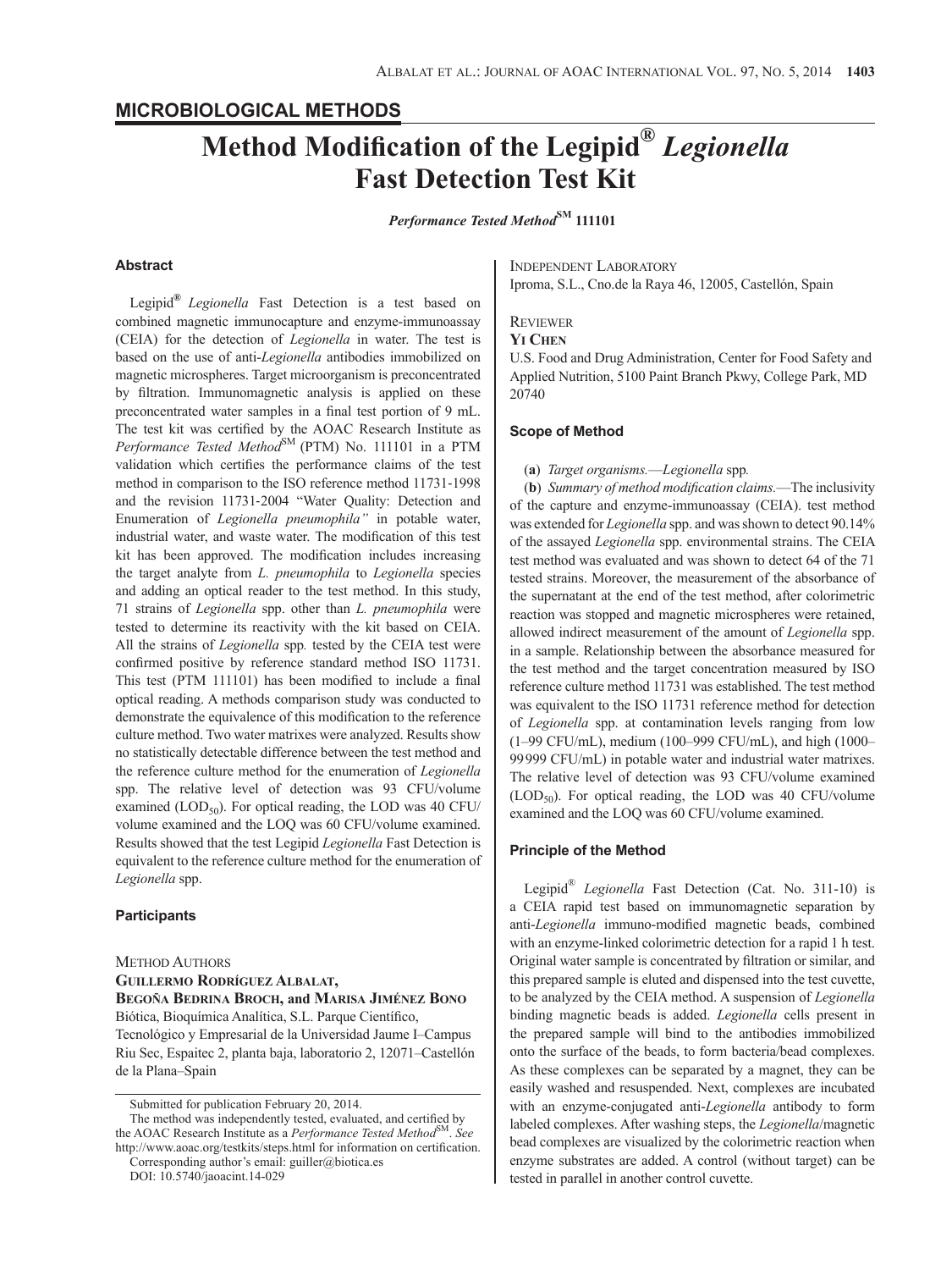## MICROBIOLOGICAL METHODS

# Method Modification of the Legipid® *Legionella* Fast Detection Test Kit

***Performance Tested Method*SM 111101**

### Abstract

Legipid® *Legionella* Fast Detection is a test based on combined magnetic immunocapture and enzyme-immunoassay (CEIA) for the detection of *Legionella* in water. The test is based on the use of anti-*Legionella* antibodies immobilized on magnetic microspheres. Target microorganism is preconcentrated by filtration. Immunomagnetic analysis is applied on these preconcentrated water samples in a final test portion of 9 mL. The test kit was certified by the AOAC Research Institute as *Performance Tested Method*SM (PTM) No. 111101 in a PTM validation which certifies the performance claims of the test method in comparison to the ISO reference method 11731-1998 and the revision 11731-2004 "Water Quality: Detection and Enumeration of *Legionella pneumophila"* in potable water, industrial water, and waste water. The modification of this test kit has been approved. The modification includes increasing the target analyte from *L. pneumophila* to *Legionella* species and adding an optical reader to the test method. In this study, 71 strains of *Legionella* spp. other than *L. pneumophila* were tested to determine its reactivity with the kit based on CEIA. All the strains of *Legionella* spp*.* tested by the CEIA test were confirmed positive by reference standard method ISO 11731. This test (PTM 111101) has been modified to include a final optical reading. A methods comparison study was conducted to demonstrate the equivalence of this modification to the reference culture method. Two water matrixes were analyzed. Results show no statistically detectable difference between the test method and the reference culture method for the enumeration of *Legionella* spp. The relative level of detection was 93 CFU/volume examined ($LOD_{50}$). For optical reading, the LOD was 40 CFU/volume examined and the LOQ was 60 CFU/volume examined. Results showed that the test Legipid *Legionella* Fast Detection is equivalent to the reference culture method for the enumeration of *Legionella* spp.

### Participants

METHOD AUTHORS

**GUILLERMO RODRÍGUEZ ALBALAT, BEGOÑA BEDRINA BROCH, and MARISA JIMÉNEZ BONO**

Biótica, Bioquímica Analítica, S.L. Parque Científico, Tecnológico y Empresarial de la Universidad Jaume I–Campus Riu Sec, Espaitec 2, planta baja, laboratorio 2, 12071–Castellón de la Plana–Spain

INDEPENDENT LABORATORY

Iproma, S.L., Cno.de la Raya 46, 12005, Castellón, Spain

REVIEWER

**YI CHEN**

U.S. Food and Drug Administration, Center for Food Safety and Applied Nutrition, 5100 Paint Branch Pkwy, College Park, MD 20740

### Scope of Method

(**a**) *Target organisms.*—*Legionella* spp*.*

(**b**) *Summary of method modification claims.*—The inclusivity of the capture and enzyme-immunoassay (CEIA). test method was extended for *Legionella* spp. and was shown to detect 90.14% of the assayed *Legionella* spp. environmental strains. The CEIA test method was evaluated and was shown to detect 64 of the 71 tested strains. Moreover, the measurement of the absorbance of the supernatant at the end of the test method, after colorimetric reaction was stopped and magnetic microspheres were retained, allowed indirect measurement of the amount of *Legionella* spp. in a sample. Relationship between the absorbance measured for the test method and the target concentration measured by ISO reference culture method 11731 was established. The test method was equivalent to the ISO 11731 reference method for detection of *Legionella* spp. at contamination levels ranging from low (1–99 CFU/mL), medium (100–999 CFU/mL), and high (1000–99 999 CFU/mL) in potable water and industrial water matrixes. The relative level of detection was 93 CFU/volume examined ($LOD_{50}$). For optical reading, the LOD was 40 CFU/volume examined and the LOQ was 60 CFU/volume examined.

### Principle of the Method

Legipid® *Legionella* Fast Detection (Cat. No. 311-10) is a CEIA rapid test based on immunomagnetic separation by anti-*Legionella* immuno-modified magnetic beads, combined with an enzyme-linked colorimetric detection for a rapid 1 h test. Original water sample is concentrated by filtration or similar, and this prepared sample is eluted and dispensed into the test cuvette, to be analyzed by the CEIA method. A suspension of *Legionella* binding magnetic beads is added. *Legionella* cells present in the prepared sample will bind to the antibodies immobilized onto the surface of the beads, to form bacteria/bead complexes. As these complexes can be separated by a magnet, they can be easily washed and resuspended. Next, complexes are incubated with an enzyme-conjugated anti-*Legionella* antibody to form labeled complexes. After washing steps, the *Legionella*/magnetic bead complexes are visualized by the colorimetric reaction when enzyme substrates are added. A control (without target) can be tested in parallel in another control cuvette.

---

Submitted for publication February 20, 2014.

The method was independently tested, evaluated, and certified by the AOAC Research Institute as a *Performance Tested Method*SM. *See* http://www.aoac.org/testkits/steps.html for information on certification.

Corresponding author's email: guiller@biotica.es

DOI: 10.5740/jaoacint.14-029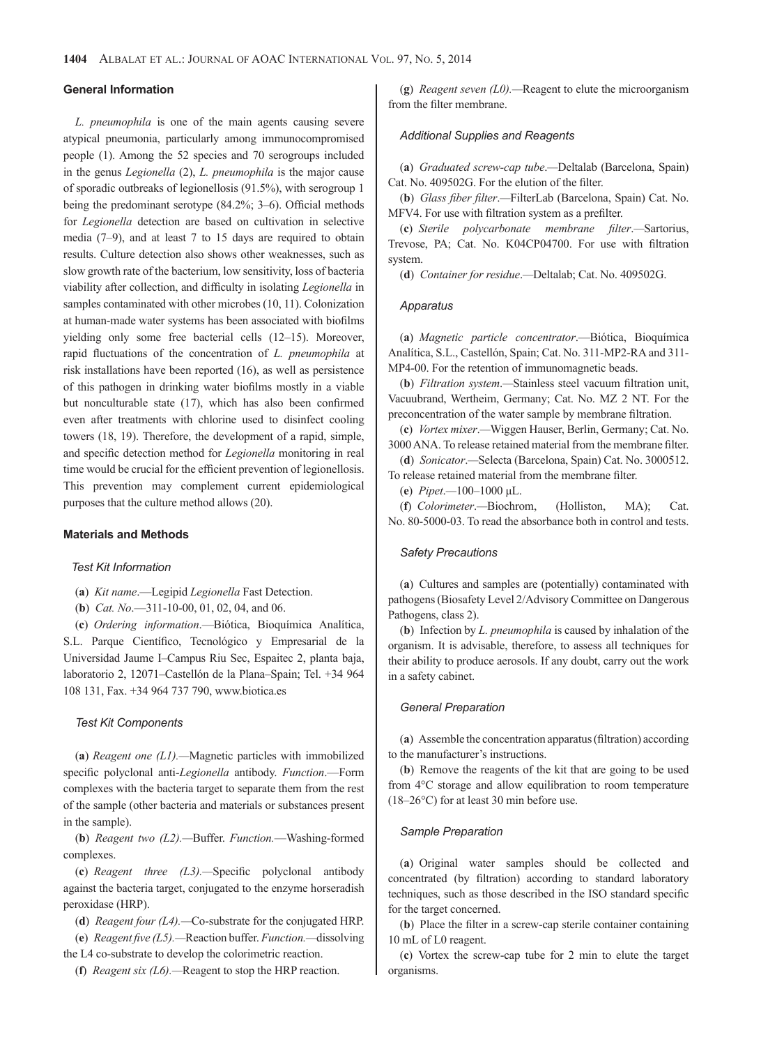## General Information

*L. pneumophila* is one of the main agents causing severe atypical pneumonia, particularly among immunocompromised people (1). Among the 52 species and 70 serogroups included in the genus *Legionella* (2), *L. pneumophila* is the major cause of sporadic outbreaks of legionellosis (91.5%), with serogroup 1 being the predominant serotype (84.2%; 3–6). Official methods for *Legionella* detection are based on cultivation in selective media (7–9), and at least 7 to 15 days are required to obtain results. Culture detection also shows other weaknesses, such as slow growth rate of the bacterium, low sensitivity, loss of bacteria viability after collection, and difficulty in isolating *Legionella* in samples contaminated with other microbes (10, 11). Colonization at human-made water systems has been associated with biofilms yielding only some free bacterial cells (12–15). Moreover, rapid fluctuations of the concentration of *L. pneumophila* at risk installations have been reported (16), as well as persistence of this pathogen in drinking water biofilms mostly in a viable but nonculturable state (17), which has also been confirmed even after treatments with chlorine used to disinfect cooling towers (18, 19). Therefore, the development of a rapid, simple, and specific detection method for *Legionella* monitoring in real time would be crucial for the efficient prevention of legionellosis. This prevention may complement current epidemiological purposes that the culture method allows (20).

## Materials and Methods

### Test Kit Information

(**a**) *Kit name*.—Legipid *Legionella* Fast Detection.

(**b**) *Cat. No*.—311-10-00, 01, 02, 04, and 06.

(**c**) *Ordering information*.—Biótica, Bioquímica Analítica, S.L. Parque Científico, Tecnológico y Empresarial de la Universidad Jaume I–Campus Riu Sec, Espaitec 2, planta baja, laboratorio 2, 12071–Castellón de la Plana–Spain; Tel. +34 964 108 131, Fax. +34 964 737 790, www.biotica.es

### Test Kit Components

(**a**) *Reagent one (L1)*.—Magnetic particles with immobilized specific polyclonal anti-*Legionella* antibody. *Function*.—Form complexes with the bacteria target to separate them from the rest of the sample (other bacteria and materials or substances present in the sample).

(**b**) *Reagent two (L2)*.—Buffer. *Function*.—Washing-formed complexes.

(**c**) *Reagent three (L3)*.—Specific polyclonal antibody against the bacteria target, conjugated to the enzyme horseradish peroxidase (HRP).

(**d**) *Reagent four (L4)*.—Co-substrate for the conjugated HRP.

(**e**) *Reagent five (L5)*.—Reaction buffer. *Function*.—dissolving the L4 co-substrate to develop the colorimetric reaction.

(**f**) *Reagent six (L6)*.—Reagent to stop the HRP reaction.

(**g**) *Reagent seven (L0)*.—Reagent to elute the microorganism from the filter membrane.

### Additional Supplies and Reagents

(**a**) *Graduated screw-cap tube*.—Deltalab (Barcelona, Spain) Cat. No. 409502G. For the elution of the filter.

(**b**) *Glass fiber filter*.—FilterLab (Barcelona, Spain) Cat. No. MFV4. For use with filtration system as a prefilter.

(**c**) *Sterile polycarbonate membrane filter*.—Sartorius, Trevose, PA; Cat. No. K04CP04700. For use with filtration system.

(**d**) *Container for residue*.—Deltalab; Cat. No. 409502G.

### Apparatus

(**a**) *Magnetic particle concentrator*.—Biótica, Bioquímica Analítica, S.L., Castellón, Spain; Cat. No. 311-MP2-RA and 311-MP4-00. For the retention of immunomagnetic beads.

(**b**) *Filtration system*.—Stainless steel vacuum filtration unit, Vacuubrand, Wertheim, Germany; Cat. No. MZ 2 NT. For the preconcentration of the water sample by membrane filtration.

(**c**) *Vortex mixer*.—Wiggen Hauser, Berlin, Germany; Cat. No. 3000 ANA. To release retained material from the membrane filter.

(**d**) *Sonicator*.—Selecta (Barcelona, Spain) Cat. No. 3000512. To release retained material from the membrane filter.

(**e**) *Pipet*.—100–1000 μL.

(**f**) *Colorimeter*.—Biochrom, (Holliston, MA); Cat. No. 80-5000-03. To read the absorbance both in control and tests.

### Safety Precautions

(**a**) Cultures and samples are (potentially) contaminated with pathogens (Biosafety Level 2/Advisory Committee on Dangerous Pathogens, class 2).

(**b**) Infection by *L. pneumophila* is caused by inhalation of the organism. It is advisable, therefore, to assess all techniques for their ability to produce aerosols. If any doubt, carry out the work in a safety cabinet.

### General Preparation

(**a**) Assemble the concentration apparatus (filtration) according to the manufacturer's instructions.

(**b**) Remove the reagents of the kit that are going to be used from 4°C storage and allow equilibration to room temperature (18–26°C) for at least 30 min before use.

### Sample Preparation

(**a**) Original water samples should be collected and concentrated (by filtration) according to standard laboratory techniques, such as those described in the ISO standard specific for the target concerned.

(**b**) Place the filter in a screw-cap sterile container containing 10 mL of L0 reagent.

(**c**) Vortex the screw-cap tube for 2 min to elute the target organisms.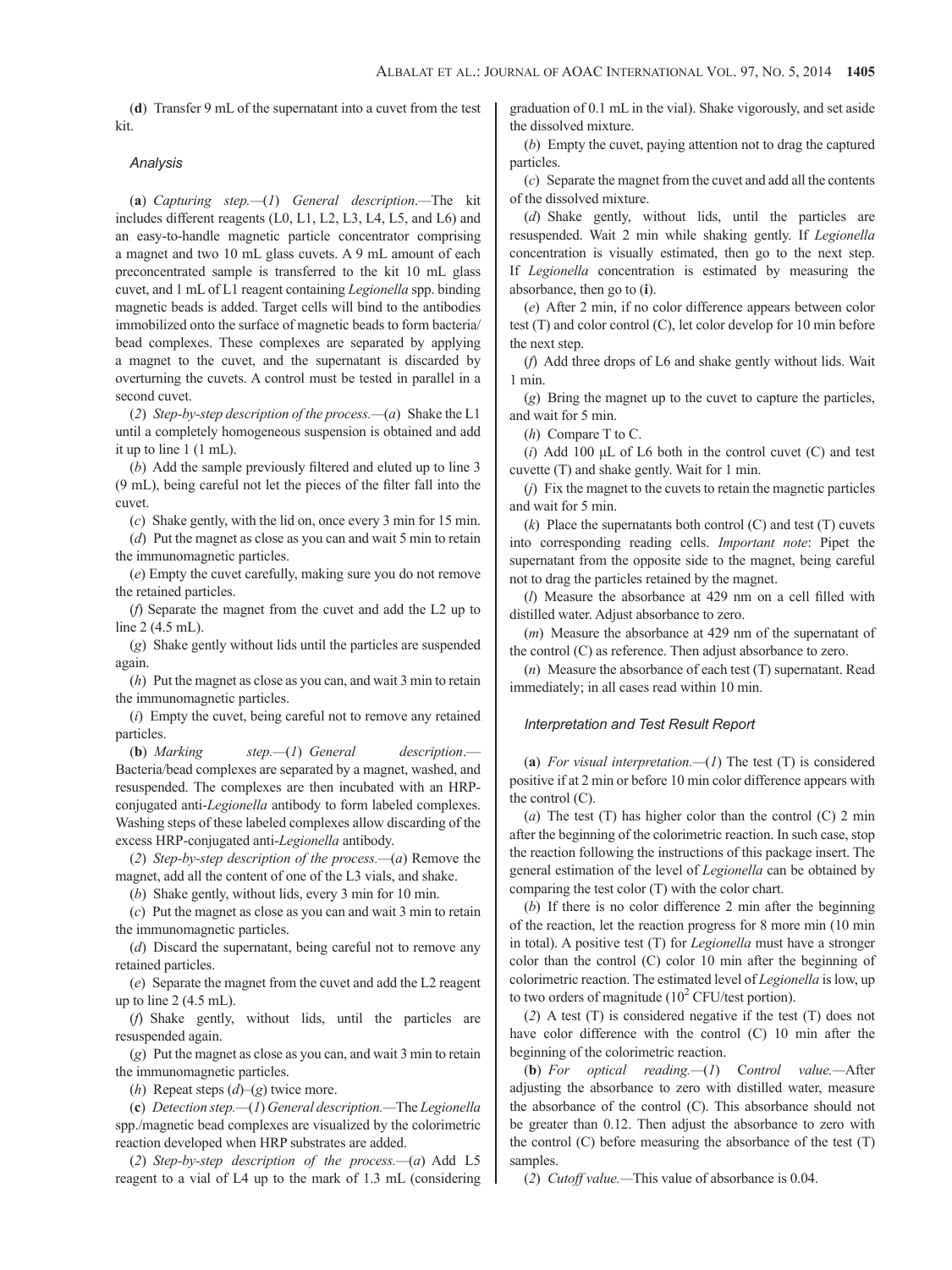(**d**) Transfer 9 mL of the supernatant into a cuvet from the test kit.

### *Analysis*

(**a**) *Capturing step.*—(*1*) *General description*.—The kit includes different reagents (L0, L1, L2, L3, L4, L5, and L6) and an easy-to-handle magnetic particle concentrator comprising a magnet and two 10 mL glass cuvets. A 9 mL amount of each preconcentrated sample is transferred to the kit 10 mL glass cuvet, and 1 mL of L1 reagent containing *Legionella* spp. binding magnetic beads is added. Target cells will bind to the antibodies immobilized onto the surface of magnetic beads to form bacteria/bead complexes. These complexes are separated by applying a magnet to the cuvet, and the supernatant is discarded by overturning the cuvets. A control must be tested in parallel in a second cuvet.

(*2*) *Step-by-step description of the process.*—(*a*) Shake the L1 until a completely homogeneous suspension is obtained and add it up to line 1 (1 mL).

(*b*) Add the sample previously filtered and eluted up to line 3 (9 mL), being careful not let the pieces of the filter fall into the cuvet.

(*c*) Shake gently, with the lid on, once every 3 min for 15 min.

(*d*) Put the magnet as close as you can and wait 5 min to retain the immunomagnetic particles.

(*e*) Empty the cuvet carefully, making sure you do not remove the retained particles.

(*f*) Separate the magnet from the cuvet and add the L2 up to line 2 (4.5 mL).

(*g*) Shake gently without lids until the particles are suspended again.

(*h*) Put the magnet as close as you can, and wait 3 min to retain the immunomagnetic particles.

(*i*) Empty the cuvet, being careful not to remove any retained particles.

(**b**) *Marking step.*—(*1*) *General description*.—Bacteria/bead complexes are separated by a magnet, washed, and resuspended. The complexes are then incubated with an HRP-conjugated anti-*Legionella* antibody to form labeled complexes. Washing steps of these labeled complexes allow discarding of the excess HRP-conjugated anti-*Legionella* antibody.

(*2*) *Step-by-step description of the process.*—(*a*) Remove the magnet, add all the content of one of the L3 vials, and shake.

(*b*) Shake gently, without lids, every 3 min for 10 min.

(*c*) Put the magnet as close as you can and wait 3 min to retain the immunomagnetic particles.

(*d*) Discard the supernatant, being careful not to remove any retained particles.

(*e*) Separate the magnet from the cuvet and add the L2 reagent up to line 2 (4.5 mL).

(*f*) Shake gently, without lids, until the particles are resuspended again.

(*g*) Put the magnet as close as you can, and wait 3 min to retain the immunomagnetic particles.

(*h*) Repeat steps (*d*)–(*g*) twice more.

(**c**) *Detection step.*—(*1*) *General description.*—The *Legionella* spp./magnetic bead complexes are visualized by the colorimetric reaction developed when HRP substrates are added.

(*2*) *Step-by-step description of the process.*—(*a*) Add L5 reagent to a vial of L4 up to the mark of 1.3 mL (considering graduation of 0.1 mL in the vial). Shake vigorously, and set aside the dissolved mixture.

(*b*) Empty the cuvet, paying attention not to drag the captured particles.

(*c*) Separate the magnet from the cuvet and add all the contents of the dissolved mixture.

(*d*) Shake gently, without lids, until the particles are resuspended. Wait 2 min while shaking gently. If *Legionella* concentration is visually estimated, then go to the next step. If *Legionella* concentration is estimated by measuring the absorbance, then go to (**i**).

(*e*) After 2 min, if no color difference appears between color test (T) and color control (C), let color develop for 10 min before the next step.

(*f*) Add three drops of L6 and shake gently without lids. Wait 1 min.

(*g*) Bring the magnet up to the cuvet to capture the particles, and wait for 5 min.

(*h*) Compare T to C.

(*i*) Add 100 µL of L6 both in the control cuvet (C) and test cuvette (T) and shake gently. Wait for 1 min.

(*j*) Fix the magnet to the cuvets to retain the magnetic particles and wait for 5 min.

(*k*) Place the supernatants both control (C) and test (T) cuvets into corresponding reading cells. *Important note*: Pipet the supernatant from the opposite side to the magnet, being careful not to drag the particles retained by the magnet.

(*l*) Measure the absorbance at 429 nm on a cell filled with distilled water. Adjust absorbance to zero.

(*m*) Measure the absorbance at 429 nm of the supernatant of the control (C) as reference. Then adjust absorbance to zero.

(*n*) Measure the absorbance of each test (T) supernatant. Read immediately; in all cases read within 10 min.

### *Interpretation and Test Result Report*

(**a**) *For visual interpretation.*—(*1*) The test (T) is considered positive if at 2 min or before 10 min color difference appears with the control (C).

(*a*) The test (T) has higher color than the control (C) 2 min after the beginning of the colorimetric reaction. In such case, stop the reaction following the instructions of this package insert. The general estimation of the level of *Legionella* can be obtained by comparing the test color (T) with the color chart.

(*b*) If there is no color difference 2 min after the beginning of the reaction, let the reaction progress for 8 more min (10 min in total). A positive test (T) for *Legionella* must have a stronger color than the control (C) color 10 min after the beginning of colorimetric reaction. The estimated level of *Legionella* is low, up to two orders of magnitude ($10^2$ CFU/test portion).

(*2*) A test (T) is considered negative if the test (T) does not have color difference with the control (C) 10 min after the beginning of the colorimetric reaction.

(**b**) *For optical reading.*—(*1*) C*ontrol value.*—After adjusting the absorbance to zero with distilled water, measure the absorbance of the control (C). This absorbance should not be greater than 0.12. Then adjust the absorbance to zero with the control (C) before measuring the absorbance of the test (T) samples.

(*2*) *Cutoff value.*—This value of absorbance is 0.04.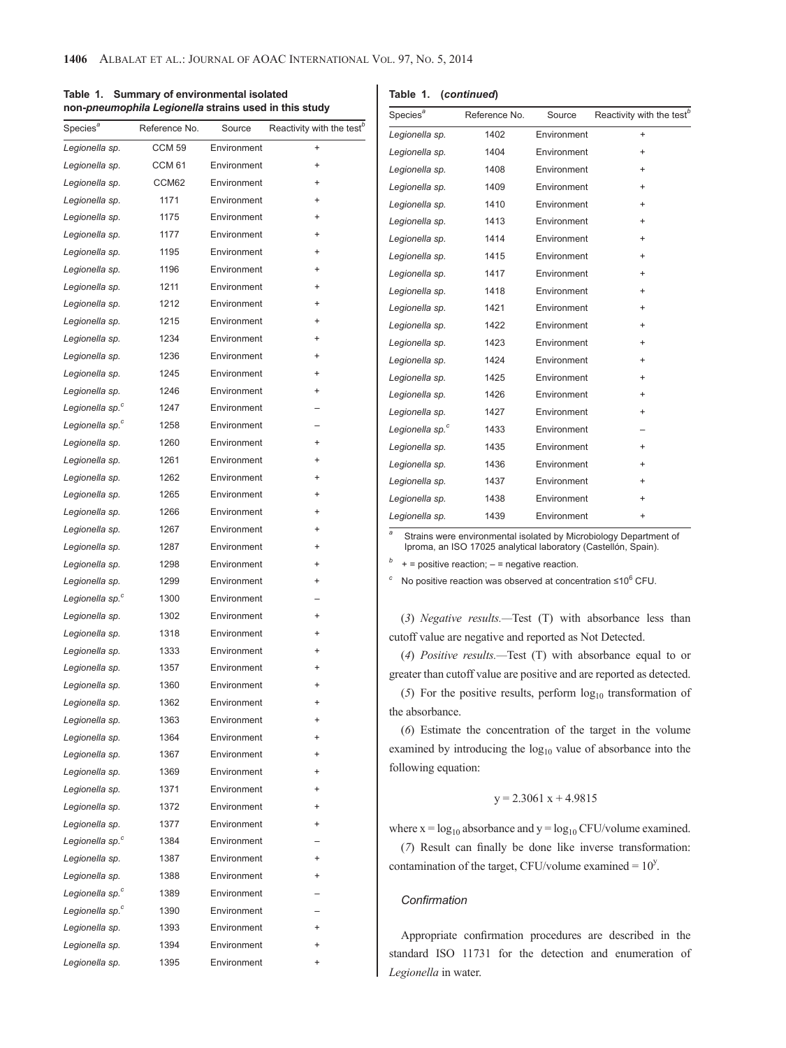**Table 1. Summary of environmental isolated non-*pneumophila Legionella* strains used in this study**

| Species[a] | Reference No. | Source | Reactivity with the test[b] |
|---|---|---|---|
| *Legionella sp.* | CCM 59 | Environment | + |
| *Legionella sp.* | CCM 61 | Environment | + |
| *Legionella sp.* | CCM62 | Environment | + |
| *Legionella sp.* | 1171 | Environment | + |
| *Legionella sp.* | 1175 | Environment | + |
| *Legionella sp.* | 1177 | Environment | + |
| *Legionella sp.* | 1195 | Environment | + |
| *Legionella sp.* | 1196 | Environment | + |
| *Legionella sp.* | 1211 | Environment | + |
| *Legionella sp.* | 1212 | Environment | + |
| *Legionella sp.* | 1215 | Environment | + |
| *Legionella sp.* | 1234 | Environment | + |
| *Legionella sp.* | 1236 | Environment | + |
| *Legionella sp.* | 1245 | Environment | + |
| *Legionella sp.* | 1246 | Environment | + |
| *Legionella sp.*[c] | 1247 | Environment | – |
| *Legionella sp.*[c] | 1258 | Environment | – |
| *Legionella sp.* | 1260 | Environment | + |
| *Legionella sp.* | 1261 | Environment | + |
| *Legionella sp.* | 1262 | Environment | + |
| *Legionella sp.* | 1265 | Environment | + |
| *Legionella sp.* | 1266 | Environment | + |
| *Legionella sp.* | 1267 | Environment | + |
| *Legionella sp.* | 1287 | Environment | + |
| *Legionella sp.* | 1298 | Environment | + |
| *Legionella sp.* | 1299 | Environment | + |
| *Legionella sp.*[c] | 1300 | Environment | – |
| *Legionella sp.* | 1302 | Environment | + |
| *Legionella sp.* | 1318 | Environment | + |
| *Legionella sp.* | 1333 | Environment | + |
| *Legionella sp.* | 1357 | Environment | + |
| *Legionella sp.* | 1360 | Environment | + |
| *Legionella sp.* | 1362 | Environment | + |
| *Legionella sp.* | 1363 | Environment | + |
| *Legionella sp.* | 1364 | Environment | + |
| *Legionella sp.* | 1367 | Environment | + |
| *Legionella sp.* | 1369 | Environment | + |
| *Legionella sp.* | 1371 | Environment | + |
| *Legionella sp.* | 1372 | Environment | + |
| *Legionella sp.* | 1377 | Environment | + |
| *Legionella sp.*[c] | 1384 | Environment | – |
| *Legionella sp.* | 1387 | Environment | + |
| *Legionella sp.* | 1388 | Environment | + |
| *Legionella sp.*[c] | 1389 | Environment | – |
| *Legionella sp.*[c] | 1390 | Environment | – |
| *Legionella sp.* | 1393 | Environment | + |
| *Legionella sp.* | 1394 | Environment | + |
| *Legionella sp.* | 1395 | Environment | + |
| *Legionella sp.* | 1402 | Environment | + |
| *Legionella sp.* | 1404 | Environment | + |
| *Legionella sp.* | 1408 | Environment | + |
| *Legionella sp.* | 1409 | Environment | + |
| *Legionella sp.* | 1410 | Environment | + |
| *Legionella sp.* | 1413 | Environment | + |
| *Legionella sp.* | 1414 | Environment | + |
| *Legionella sp.* | 1415 | Environment | + |
| *Legionella sp.* | 1417 | Environment | + |
| *Legionella sp.* | 1418 | Environment | + |
| *Legionella sp.* | 1421 | Environment | + |
| *Legionella sp.* | 1422 | Environment | + |
| *Legionella sp.* | 1423 | Environment | + |
| *Legionella sp.* | 1424 | Environment | + |
| *Legionella sp.* | 1425 | Environment | + |
| *Legionella sp.* | 1426 | Environment | + |
| *Legionella sp.* | 1427 | Environment | + |
| *Legionella sp.*[c] | 1433 | Environment | – |
| *Legionella sp.* | 1435 | Environment | + |
| *Legionella sp.* | 1436 | Environment | + |
| *Legionella sp.* | 1437 | Environment | + |
| *Legionella sp.* | 1438 | Environment | + |
| *Legionella sp.* | 1439 | Environment | + |

[a] Strains were environmental isolated by Microbiology Department of Iproma, an ISO 17025 analytical laboratory (Castellón, Spain).

[b] + = positive reaction; – = negative reaction.

[c] No positive reaction was observed at concentration $\leq 10^6$ CFU.

(*3*) *Negative results.*—Test (T) with absorbance less than cutoff value are negative and reported as Not Detected.

(*4*) *Positive results.*—Test (T) with absorbance equal to or greater than cutoff value are positive and are reported as detected.

(*5*) For the positive results, perform $\log_{10}$ transformation of the absorbance.

(*6*) Estimate the concentration of the target in the volume examined by introducing the $\log_{10}$ value of absorbance into the following equation:

$$y = 2.3061\,x + 4.9815$$

where $x = \log_{10}$ absorbance and $y = \log_{10}$ CFU/volume examined.

(*7*) Result can finally be done like inverse transformation: contamination of the target, CFU/volume examined = $10^y$.

### *Confirmation*

Appropriate confirmation procedures are described in the standard ISO 11731 for the detection and enumeration of *Legionella* in water.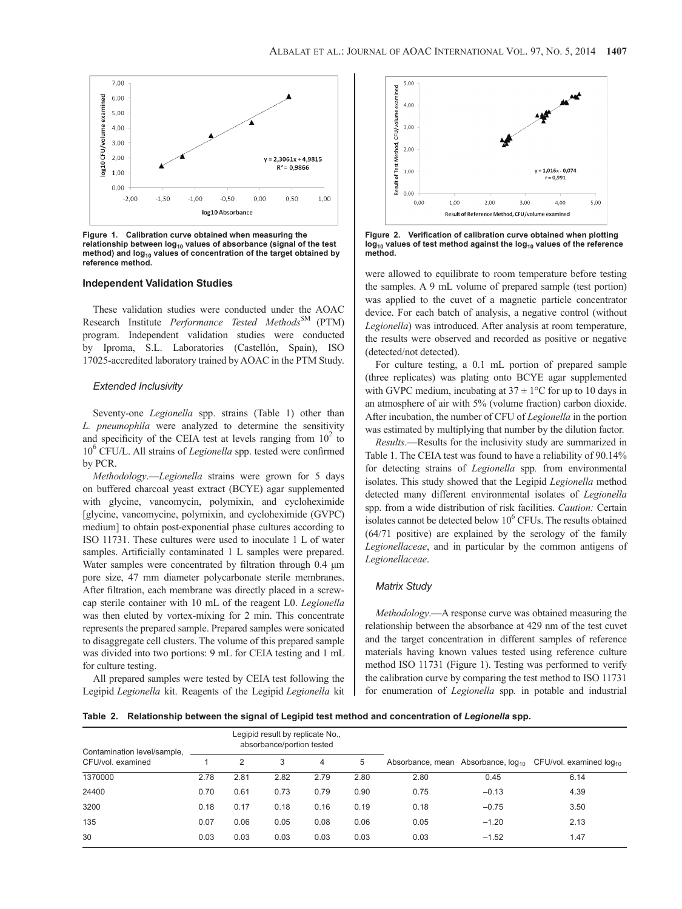Figure 1. Calibration curve obtained when measuring the relationship between $log_{10}$ values of absorbance (signal of the test method) and $log_{10}$ values of concentration of the target obtained by reference method.

Figure 2. Verification of calibration curve obtained when plotting $log_{10}$ values of test method against the $log_{10}$ values of the reference method.

### Independent Validation Studies

These validation studies were conducted under the AOAC Research Institute *Performance Tested Methods*SM (PTM) program. Independent validation studies were conducted by Iproma, S.L. Laboratories (Castellón, Spain), ISO 17025-accredited laboratory trained by AOAC in the PTM Study.

#### *Extended Inclusivity*

Seventy-one *Legionella* spp. strains (Table 1) other than *L. pneumophila* were analyzed to determine the sensitivity and specificity of the CEIA test at levels ranging from $10^2$ to $10^6$ CFU/L. All strains of *Legionella* spp. tested were confirmed by PCR.

*Methodology*.—*Legionella* strains were grown for 5 days on buffered charcoal yeast extract (BCYE) agar supplemented with glycine, vancomycin, polymixin, and cycloheximide [glycine, vancomycine, polymixin, and cycloheximide (GVPC) medium] to obtain post-exponential phase cultures according to ISO 11731. These cultures were used to inoculate 1 L of water samples. Artificially contaminated 1 L samples were prepared. Water samples were concentrated by filtration through 0.4 μm pore size, 47 mm diameter polycarbonate sterile membranes. After filtration, each membrane was directly placed in a screw-cap sterile container with 10 mL of the reagent L0. *Legionella* was then eluted by vortex-mixing for 2 min. This concentrate represents the prepared sample. Prepared samples were sonicated to disaggregate cell clusters. The volume of this prepared sample was divided into two portions: 9 mL for CEIA testing and 1 mL for culture testing.

All prepared samples were tested by CEIA test following the Legipid *Legionella* kit. Reagents of the Legipid *Legionella* kit were allowed to equilibrate to room temperature before testing the samples. A 9 mL volume of prepared sample (test portion) was applied to the cuvet of a magnetic particle concentrator device. For each batch of analysis, a negative control (without *Legionella*) was introduced. After analysis at room temperature, the results were observed and recorded as positive or negative (detected/not detected).

For culture testing, a 0.1 mL portion of prepared sample (three replicates) was plating onto BCYE agar supplemented with GVPC medium, incubating at 37 ± 1°C for up to 10 days in an atmosphere of air with 5% (volume fraction) carbon dioxide. After incubation, the number of CFU of *Legionella* in the portion was estimated by multiplying that number by the dilution factor.

*Results*.—Results for the inclusivity study are summarized in Table 1. The CEIA test was found to have a reliability of 90.14% for detecting strains of *Legionella* spp. from environmental isolates. This study showed that the Legipid *Legionella* method detected many different environmental isolates of *Legionella* spp. from a wide distribution of risk facilities. *Caution:* Certain isolates cannot be detected below $10^6$ CFUs. The results obtained (64/71 positive) are explained by the serology of the family *Legionellaceae*, and in particular by the common antigens of *Legionellaceae*.

#### *Matrix Study*

*Methodology*.—A response curve was obtained measuring the relationship between the absorbance at 429 nm of the test cuvet and the target concentration in different samples of reference materials having known values tested using reference culture method ISO 11731 (Figure 1). Testing was performed to verify the calibration curve by comparing the test method to ISO 11731 for enumeration of *Legionella* spp. in potable and industrial

**Table 2. Relationship between the signal of Legipid test method and concentration of *Legionella* spp.**

| Contamination level/sample, CFU/vol. examined | Legipid result by replicate No., absorbance/portion tested | | | | | Absorbance, mean | Absorbance, $log_{10}$ | CFU/vol. examined $log_{10}$ |
|---|---|---|---|---|---|---|---|---|
| | 1 | 2 | 3 | 4 | 5 | | | |
| 1370000 | 2.78 | 2.81 | 2.82 | 2.79 | 2.80 | 2.80 | 0.45 | 6.14 |
| 24400 | 0.70 | 0.61 | 0.73 | 0.79 | 0.90 | 0.75 | −0.13 | 4.39 |
| 3200 | 0.18 | 0.17 | 0.18 | 0.16 | 0.19 | 0.18 | −0.75 | 3.50 |
| 135 | 0.07 | 0.06 | 0.05 | 0.08 | 0.06 | 0.05 | −1.20 | 2.13 |
| 30 | 0.03 | 0.03 | 0.03 | 0.03 | 0.03 | 0.03 | −1.52 | 1.47 |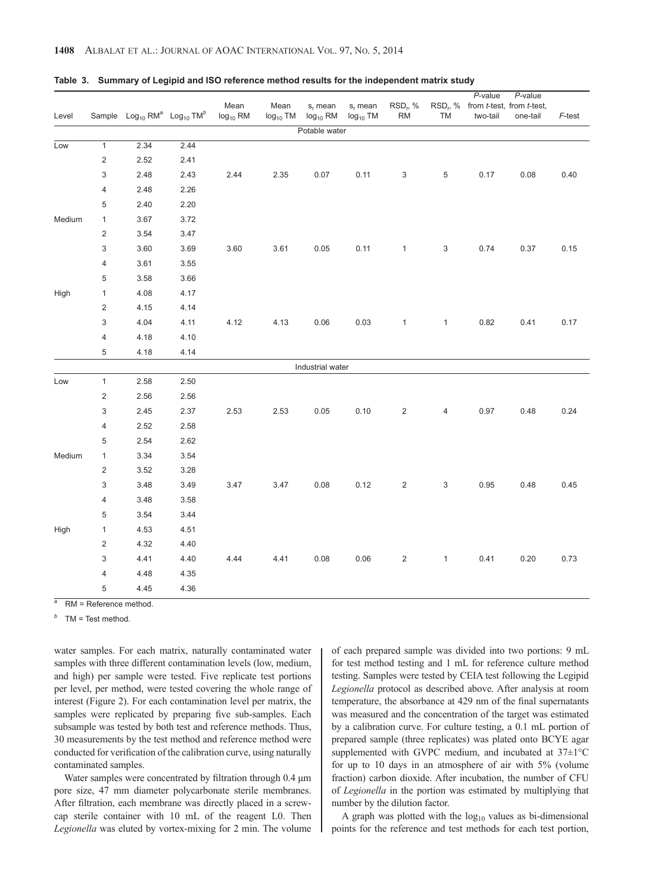**Table 3. Summary of Legipid and ISO reference method results for the independent matrix study**

| Level | Sample | $\log_{10}$ RM[a] | $\log_{10}$ TM[b] | Mean $\log_{10}$ RM | Mean $\log_{10}$ TM | $s_r$ mean $\log_{10}$ RM | $s_r$ mean $\log_{10}$ TM | $RSD_r$, % RM | $RSD_r$, % TM | *P*-value from *t*-test, two-tail | *P*-value from *t*-test, one-tail | *F*-test |
|---|---|---|---|---|---|---|---|---|---|---|---|---|
| | | | | | | Potable water | | | | | | |
| Low | 1 | 2.34 | 2.44 | | | | | | | | | |
| | 2 | 2.52 | 2.41 | | | | | | | | | |
| | 3 | 2.48 | 2.43 | 2.44 | 2.35 | 0.07 | 0.11 | 3 | 5 | 0.17 | 0.08 | 0.40 |
| | 4 | 2.48 | 2.26 | | | | | | | | | |
| | 5 | 2.40 | 2.20 | | | | | | | | | |
| Medium | 1 | 3.67 | 3.72 | | | | | | | | | |
| | 2 | 3.54 | 3.47 | | | | | | | | | |
| | 3 | 3.60 | 3.69 | 3.60 | 3.61 | 0.05 | 0.11 | 1 | 3 | 0.74 | 0.37 | 0.15 |
| | 4 | 3.61 | 3.55 | | | | | | | | | |
| | 5 | 3.58 | 3.66 | | | | | | | | | |
| High | 1 | 4.08 | 4.17 | | | | | | | | | |
| | 2 | 4.15 | 4.14 | | | | | | | | | |
| | 3 | 4.04 | 4.11 | 4.12 | 4.13 | 0.06 | 0.03 | 1 | 1 | 0.82 | 0.41 | 0.17 |
| | 4 | 4.18 | 4.10 | | | | | | | | | |
| | 5 | 4.18 | 4.14 | | | | | | | | | |
| | | | | | | Industrial water | | | | | | |
| Low | 1 | 2.58 | 2.50 | | | | | | | | | |
| | 2 | 2.56 | 2.56 | | | | | | | | | |
| | 3 | 2.45 | 2.37 | 2.53 | 2.53 | 0.05 | 0.10 | 2 | 4 | 0.97 | 0.48 | 0.24 |
| | 4 | 2.52 | 2.58 | | | | | | | | | |
| | 5 | 2.54 | 2.62 | | | | | | | | | |
| Medium | 1 | 3.34 | 3.54 | | | | | | | | | |
| | 2 | 3.52 | 3.28 | | | | | | | | | |
| | 3 | 3.48 | 3.49 | 3.47 | 3.47 | 0.08 | 0.12 | 2 | 3 | 0.95 | 0.48 | 0.45 |
| | 4 | 3.48 | 3.58 | | | | | | | | | |
| | 5 | 3.54 | 3.44 | | | | | | | | | |
| High | 1 | 4.53 | 4.51 | | | | | | | | | |
| | 2 | 4.32 | 4.40 | | | | | | | | | |
| | 3 | 4.41 | 4.40 | 4.44 | 4.41 | 0.08 | 0.06 | 2 | 1 | 0.41 | 0.20 | 0.73 |
| | 4 | 4.48 | 4.35 | | | | | | | | | |
| | 5 | 4.45 | 4.36 | | | | | | | | | |

[a] RM = Reference method.

[b] TM = Test method.

water samples. For each matrix, naturally contaminated water samples with three different contamination levels (low, medium, and high) per sample were tested. Five replicate test portions per level, per method, were tested covering the whole range of interest (Figure 2). For each contamination level per matrix, the samples were replicated by preparing five sub-samples. Each subsample was tested by both test and reference methods. Thus, 30 measurements by the test method and reference method were conducted for verification of the calibration curve, using naturally contaminated samples.

Water samples were concentrated by filtration through 0.4 µm pore size, 47 mm diameter polycarbonate sterile membranes. After filtration, each membrane was directly placed in a screw-cap sterile container with 10 mL of the reagent L0. Then *Legionella* was eluted by vortex-mixing for 2 min. The volume of each prepared sample was divided into two portions: 9 mL for test method testing and 1 mL for reference culture method testing. Samples were tested by CEIA test following the Legipid *Legionella* protocol as described above. After analysis at room temperature, the absorbance at 429 nm of the final supernatants was measured and the concentration of the target was estimated by a calibration curve. For culture testing, a 0.1 mL portion of prepared sample (three replicates) was plated onto BCYE agar supplemented with GVPC medium, and incubated at 37±1°C for up to 10 days in an atmosphere of air with 5% (volume fraction) carbon dioxide. After incubation, the number of CFU of *Legionella* in the portion was estimated by multiplying that number by the dilution factor.

A graph was plotted with the $\log_{10}$ values as bi-dimensional points for the reference and test methods for each test portion,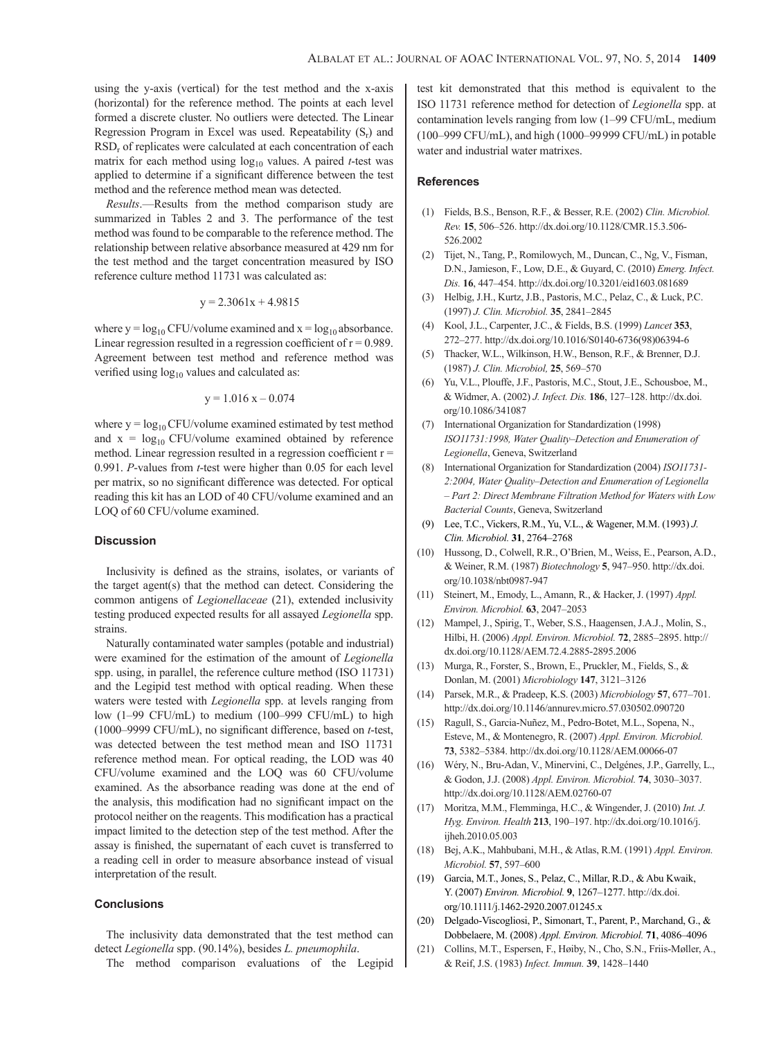using the y-axis (vertical) for the test method and the x-axis (horizontal) for the reference method. The points at each level formed a discrete cluster. No outliers were detected. The Linear Regression Program in Excel was used. Repeatability ($S_r$) and $RSD_r$ of replicates were calculated at each concentration of each matrix for each method using $\log_{10}$ values. A paired *t*-test was applied to determine if a significant difference between the test method and the reference method mean was detected.

*Results*.—Results from the method comparison study are summarized in Tables 2 and 3. The performance of the test method was found to be comparable to the reference method. The relationship between relative absorbance measured at 429 nm for the test method and the target concentration measured by ISO reference culture method 11731 was calculated as:

$$y = 2.3061x + 4.9815$$

where $y = \log_{10}$ CFU/volume examined and $x = \log_{10}$ absorbance. Linear regression resulted in a regression coefficient of $r = 0.989$. Agreement between test method and reference method was verified using $\log_{10}$ values and calculated as:

$$y = 1.016\,x - 0.074$$

where $y = \log_{10}$ CFU/volume examined estimated by test method and $x = \log_{10}$ CFU/volume examined obtained by reference method. Linear regression resulted in a regression coefficient $r = 0.991$. *P*-values from *t*-test were higher than 0.05 for each level per matrix, so no significant difference was detected. For optical reading this kit has an LOD of 40 CFU/volume examined and an LOQ of 60 CFU/volume examined.

## Discussion

Inclusivity is defined as the strains, isolates, or variants of the target agent(s) that the method can detect. Considering the common antigens of *Legionellaceae* (21), extended inclusivity testing produced expected results for all assayed *Legionella* spp. strains.

Naturally contaminated water samples (potable and industrial) were examined for the estimation of the amount of *Legionella* spp. using, in parallel, the reference culture method (ISO 11731) and the Legipid test method with optical reading. When these waters were tested with *Legionella* spp. at levels ranging from low (1–99 CFU/mL) to medium (100–999 CFU/mL) to high (1000–9999 CFU/mL), no significant difference, based on *t*-test, was detected between the test method mean and ISO 11731 reference method mean. For optical reading, the LOD was 40 CFU/volume examined and the LOQ was 60 CFU/volume examined. As the absorbance reading was done at the end of the analysis, this modification had no significant impact on the protocol neither on the reagents. This modification has a practical impact limited to the detection step of the test method. After the assay is finished, the supernatant of each cuvet is transferred to a reading cell in order to measure absorbance instead of visual interpretation of the result.

## Conclusions

The inclusivity data demonstrated that the test method can detect *Legionella* spp. (90.14%), besides *L. pneumophila*.

The method comparison evaluations of the Legipid test kit demonstrated that this method is equivalent to the ISO 11731 reference method for detection of *Legionella* spp. at contamination levels ranging from low (1–99 CFU/mL, medium (100–999 CFU/mL), and high (1000–99 999 CFU/mL) in potable water and industrial water matrixes.

## References

(1) Fields, B.S., Benson, R.F., & Besser, R.E. (2002) *Clin. Microbiol. Rev.* **15**, 506–526. http://dx.doi.org/10.1128/CMR.15.3.506-526.2002

(2) Tijet, N., Tang, P., Romilowych, M., Duncan, C., Ng, V., Fisman, D.N., Jamieson, F., Low, D.E., & Guyard, C. (2010) *Emerg. Infect. Dis.* **16**, 447–454. http://dx.doi.org/10.3201/eid1603.081689

(3) Helbig, J.H., Kurtz, J.B., Pastoris, M.C., Pelaz, C., & Luck, P.C. (1997) *J. Clin. Microbiol.* **35**, 2841–2845

(4) Kool, J.L., Carpenter, J.C., & Fields, B.S. (1999) *Lancet* **353**, 272–277. http://dx.doi.org/10.1016/S0140-6736(98)06394-6

(5) Thacker, W.L., Wilkinson, H.W., Benson, R.F., & Brenner, D.J. (1987) *J. Clin. Microbiol,* **25**, 569–570

(6) Yu, V.L., Plouffe, J.F., Pastoris, M.C., Stout, J.E., Schousboe, M., & Widmer, A. (2002) *J. Infect. Dis.* **186**, 127–128. http://dx.doi.org/10.1086/341087

(7) International Organization for Standardization (1998) *ISO11731:1998, Water Quality–Detection and Enumeration of Legionella*, Geneva, Switzerland

(8) International Organization for Standardization (2004) *ISO11731-2:2004, Water Quality–Detection and Enumeration of Legionella – Part 2: Direct Membrane Filtration Method for Waters with Low Bacterial Counts*, Geneva, Switzerland

(9) Lee, T.C., Vickers, R.M., Yu, V.L., & Wagener, M.M. (1993) *J. Clin. Microbiol.* **31**, 2764–2768

(10) Hussong, D., Colwell, R.R., O'Brien, M., Weiss, E., Pearson, A.D., & Weiner, R.M. (1987) *Biotechnology* **5**, 947–950. http://dx.doi.org/10.1038/nbt0987-947

(11) Steinert, M., Emody, L., Amann, R., & Hacker, J. (1997) *Appl. Environ. Microbiol.* **63**, 2047–2053

(12) Mampel, J., Spirig, T., Weber, S.S., Haagensen, J.A.J., Molin, S., Hilbi, H. (2006) *Appl. Environ. Microbiol.* **72**, 2885–2895. http://dx.doi.org/10.1128/AEM.72.4.2885-2895.2006

(13) Murga, R., Forster, S., Brown, E., Pruckler, M., Fields, S., & Donlan, M. (2001) *Microbiology* **147**, 3121–3126

(14) Parsek, M.R., & Pradeep, K.S. (2003) *Microbiology* **57**, 677–701. http://dx.doi.org/10.1146/annurev.micro.57.030502.090720

(15) Ragull, S., Garcia-Nuñez, M., Pedro-Botet, M.L., Sopena, N., Esteve, M., & Montenegro, R. (2007) *Appl. Environ. Microbiol.* **73**, 5382–5384. http://dx.doi.org/10.1128/AEM.00066-07

(16) Wéry, N., Bru-Adan, V., Minervini, C., Delgénes, J.P., Garrelly, L., & Godon, J.J. (2008) *Appl. Environ. Microbiol.* **74**, 3030–3037. http://dx.doi.org/10.1128/AEM.02760-07

(17) Moritza, M.M., Flemminga, H.C., & Wingender, J. (2010) *Int. J. Hyg. Environ. Health* **213**, 190–197. http://dx.doi.org/10.1016/j.ijheh.2010.05.003

(18) Bej, A.K., Mahbubani, M.H., & Atlas, R.M. (1991) *Appl. Environ. Microbiol.* **57**, 597–600

(19) Garcia, M.T., Jones, S., Pelaz, C., Millar, R.D., & Abu Kwaik, Y. (2007) *Environ. Microbiol.* **9**, 1267–1277. http://dx.doi.org/10.1111/j.1462-2920.2007.01245.x

(20) Delgado-Viscogliosi, P., Simonart, T., Parent, P., Marchand, G., & Dobbelaere, M. (2008) *Appl. Environ. Microbiol.* **71**, 4086–4096

(21) Collins, M.T., Espersen, F., Høiby, N., Cho, S.N., Friis-Møller, A., & Reif, J.S. (1983) *Infect. Immun.* **39**, 1428–1440